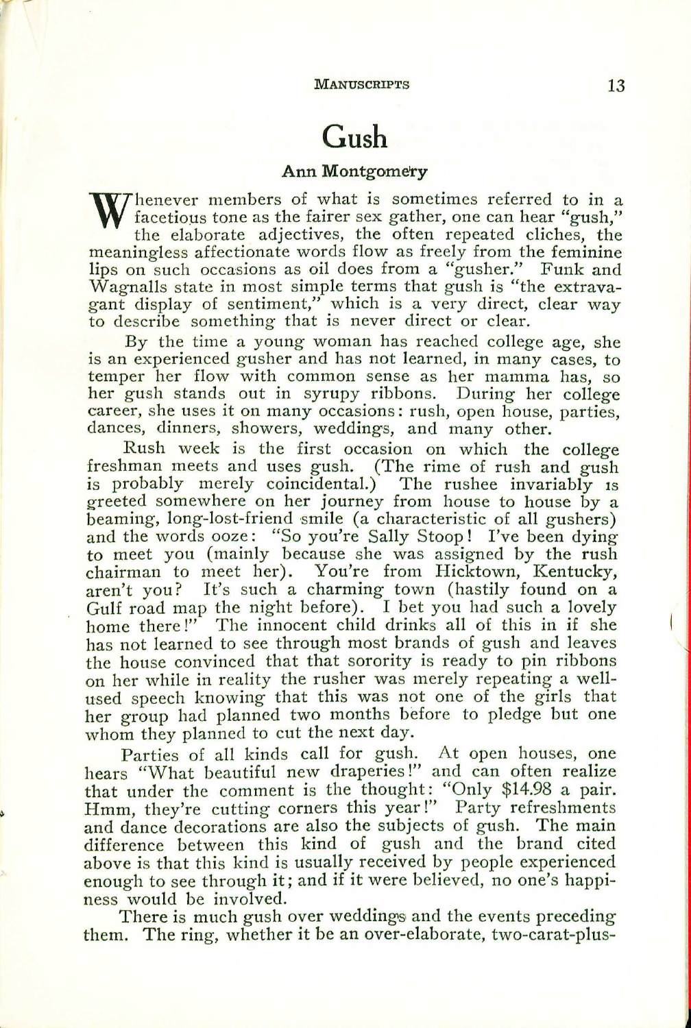# Gush

### Ann Montgomery

Whenever members of what is sometimes referred to in a facetious tone as the fairer sex gather, one can hear "gush," the elaborate adjectives, the often repeated cliches, the meaningless affectionate words flow as freely from the feminine lips on such occasions as oil does from a "gusher." Funk and Wagnalls state in most simple terms that gush is "the extravagant display of sentiment," which is a very direct, clear way to describe something that is never direct or clear.

By the time a young woman has reached college age, she is an experienced gusher and has not learned, in many cases, to temper her flow with common sense as her mamma has, so her gush stands out in syrupy ribbons. During her college career, she uses it on many occasions: rush, open house, parties, dances, dinners, showers, weddings, and many other.

Rush week is the first occasion on which the college freshman meets and uses gush. (The rime of rush and gush is probably merely coincidental.) The rushee invariably is greeted somewhere on her journey from house to house by a beaming, long-lost-friend smile (a characteristic of all gushers) and the words ooze: "So you're Sally Stoop! I've been dying to meet you (mainly because she was assigned by the rush chairman to meet her). You're from Hicktown, Kentucky, aren't you? It's such a charming town (hastily found on a Gulf road map the night before). I bet you had such a lovely home there!" The innocent child drinks all of this in if she has not learned to see through most brands of gush and leaves the house convinced that that sorority is ready to pin ribbons on her while in reality the rusher was merely repeating a well-used speech knowing that this was not one of the girls that her group had planned two months before to pledge but one whom they planned to cut the next day.

Parties of all kinds call for gush. At open houses, one hears "What beautiful new draperies!" and can often realize that under the comment is the thought: "Only $14.98 a pair. Hmm, they're cutting corners this year!" Party refreshments and dance decorations are also the subjects of gush. The main difference between this kind of gush and the brand cited above is that this kind is usually received by people experienced enough to see through it; and if it were believed, no one's happiness would be involved.

There is much gush over weddings and the events preceding them. The ring, whether it be an over-elaborate, two-carat-plus-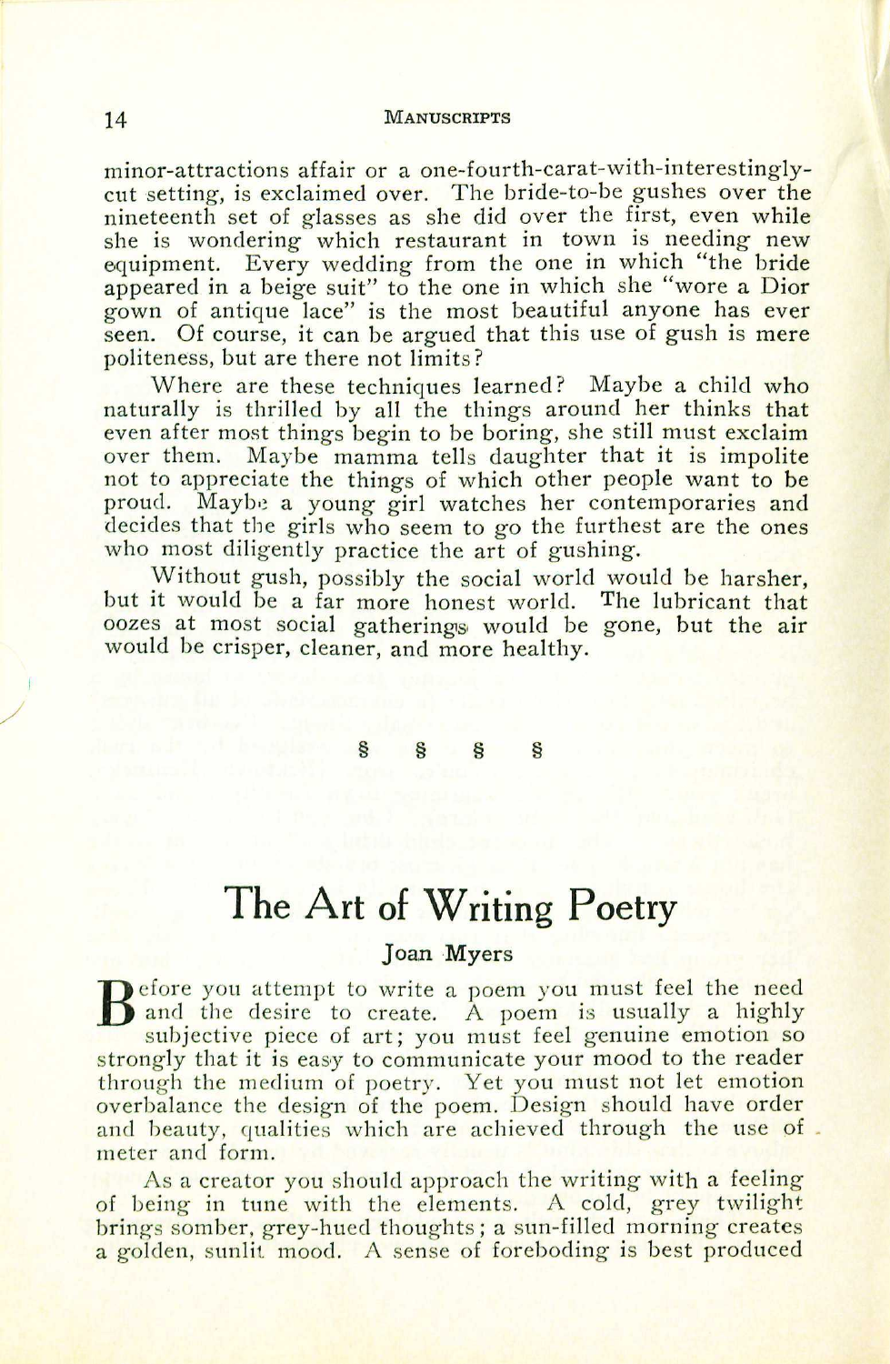minor-attractions affair or a one-fourth-carat-with-interestingly-cut setting, is exclaimed over. The bride-to-be gushes over the nineteenth set of glasses as she did over the first, even while she is wondering which restaurant in town is needing new equipment. Every wedding from the one in which "the bride appeared in a beige suit" to the one in which she "wore a Dior gown of antique lace" is the most beautiful anyone has ever seen. Of course, it can be argued that this use of gush is mere politeness, but are there not limits?

Where are these techniques learned? Maybe a child who naturally is thrilled by all the things around her thinks that even after most things begin to be boring, she still must exclaim over them. Maybe mamma tells daughter that it is impolite not to appreciate the things of which other people want to be proud. Maybe a young girl watches her contemporaries and decides that the girls who seem to go the furthest are the ones who most diligently practice the art of gushing.

Without gush, possibly the social world would be harsher, but it would be a far more honest world. The lubricant that oozes at most social gatherings would be gone, but the air would be crisper, cleaner, and more healthy.

§ § § §

# The Art of Writing Poetry

**Joan Myers**

Before you attempt to write a poem you must feel the need and the desire to create. A poem is usually a highly subjective piece of art; you must feel genuine emotion so strongly that it is easy to communicate your mood to the reader through the medium of poetry. Yet you must not let emotion overbalance the design of the poem. Design should have order and beauty, qualities which are achieved through the use of meter and form.

As a creator you should approach the writing with a feeling of being in tune with the elements. A cold, grey twilight brings somber, grey-hued thoughts; a sun-filled morning creates a golden, sunlit mood. A sense of foreboding is best produced